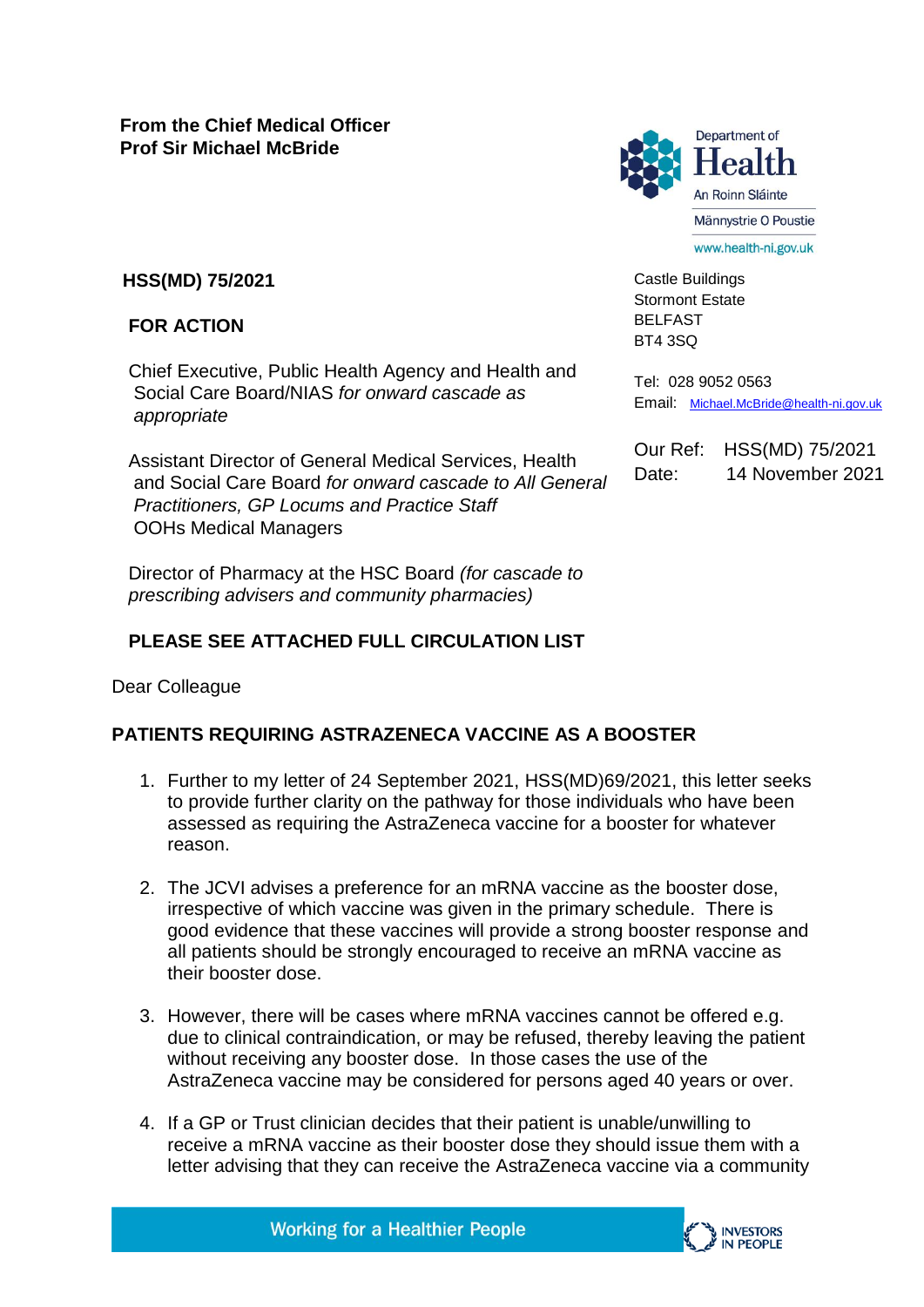**From the Chief Medical Officer**
**Prof Sir Michael McBride**

Department of Health
An Roinn Sláinte
Männystrie O Poustie
www.health-ni.gov.uk

**HSS(MD) 75/2021**

**FOR ACTION**

Chief Executive, Public Health Agency and Health and Social Care Board/NIAS *for onward cascade as appropriate*

Assistant Director of General Medical Services, Health and Social Care Board *for onward cascade to All General Practitioners, GP Locums and Practice Staff*
OOHs Medical Managers

Director of Pharmacy at the HSC Board *(for cascade to prescribing advisers and community pharmacies)*

**PLEASE SEE ATTACHED FULL CIRCULATION LIST**

Castle Buildings
Stormont Estate
BELFAST
BT4 3SQ

Tel: 028 9052 0563
Email: Michael.McBride@health-ni.gov.uk

Our Ref: HSS(MD) 75/2021
Date: 14 November 2021

Dear Colleague

**PATIENTS REQUIRING ASTRAZENECA VACCINE AS A BOOSTER**

1. Further to my letter of 24 September 2021, HSS(MD)69/2021, this letter seeks to provide further clarity on the pathway for those individuals who have been assessed as requiring the AstraZeneca vaccine for a booster for whatever reason.

2. The JCVI advises a preference for an mRNA vaccine as the booster dose, irrespective of which vaccine was given in the primary schedule. There is good evidence that these vaccines will provide a strong booster response and all patients should be strongly encouraged to receive an mRNA vaccine as their booster dose.

3. However, there will be cases where mRNA vaccines cannot be offered e.g. due to clinical contraindication, or may be refused, thereby leaving the patient without receiving any booster dose. In those cases the use of the AstraZeneca vaccine may be considered for persons aged 40 years or over.

4. If a GP or Trust clinician decides that their patient is unable/unwilling to receive a mRNA vaccine as their booster dose they should issue them with a letter advising that they can receive the AstraZeneca vaccine via a community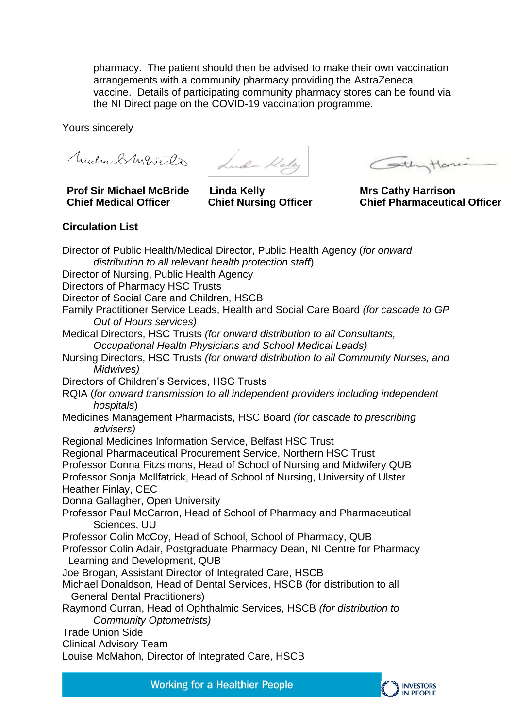pharmacy. The patient should then be advised to make their own vaccination arrangements with a community pharmacy providing the AstraZeneca vaccine. Details of participating community pharmacy stores can be found via the NI Direct page on the COVID-19 vaccination programme.

Yours sincerely

| **Prof Sir Michael McBride** | **Linda Kelly** | **Mrs Cathy Harrison** |
|---|---|---|
| **Chief Medical Officer** | **Chief Nursing Officer** | **Chief Pharmaceutical Officer** |

**Circulation List**

Director of Public Health/Medical Director, Public Health Agency (*for onward distribution to all relevant health protection staff*)
Director of Nursing, Public Health Agency
Directors of Pharmacy HSC Trusts
Director of Social Care and Children, HSCB
Family Practitioner Service Leads, Health and Social Care Board *(for cascade to GP Out of Hours services)*
Medical Directors, HSC Trusts *(for onward distribution to all Consultants, Occupational Health Physicians and School Medical Leads)*
Nursing Directors, HSC Trusts *(for onward distribution to all Community Nurses, and Midwives)*
Directors of Children's Services, HSC Trusts
RQIA (*for onward transmission to all independent providers including independent hospitals*)
Medicines Management Pharmacists, HSC Board *(for cascade to prescribing advisers)*
Regional Medicines Information Service, Belfast HSC Trust
Regional Pharmaceutical Procurement Service, Northern HSC Trust
Professor Donna Fitzsimons, Head of School of Nursing and Midwifery QUB
Professor Sonja McIlfatrick, Head of School of Nursing, University of Ulster
Heather Finlay, CEC
Donna Gallagher, Open University
Professor Paul McCarron, Head of School of Pharmacy and Pharmaceutical Sciences, UU
Professor Colin McCoy, Head of School, School of Pharmacy, QUB
Professor Colin Adair, Postgraduate Pharmacy Dean, NI Centre for Pharmacy Learning and Development, QUB
Joe Brogan, Assistant Director of Integrated Care, HSCB
Michael Donaldson, Head of Dental Services, HSCB (for distribution to all General Dental Practitioners)
Raymond Curran, Head of Ophthalmic Services, HSCB *(for distribution to Community Optometrists)*
Trade Union Side
Clinical Advisory Team
Louise McMahon, Director of Integrated Care, HSCB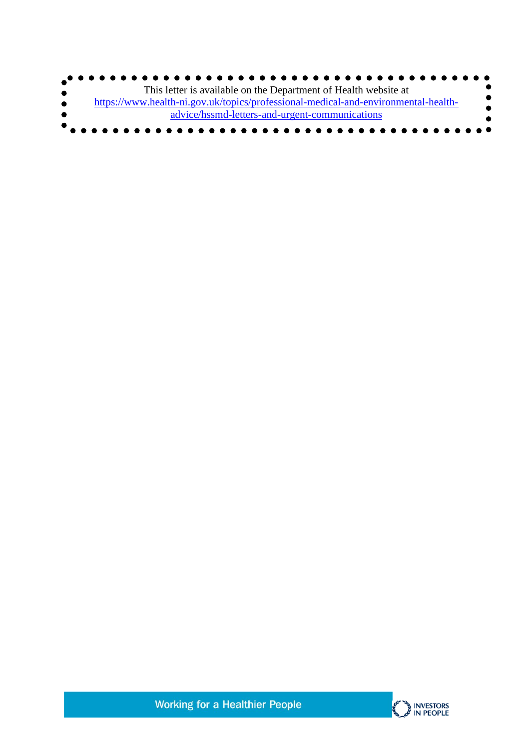This letter is available on the Department of Health website at
https://www.health-ni.gov.uk/topics/professional-medical-and-environmental-health-advice/hssmd-letters-and-urgent-communications